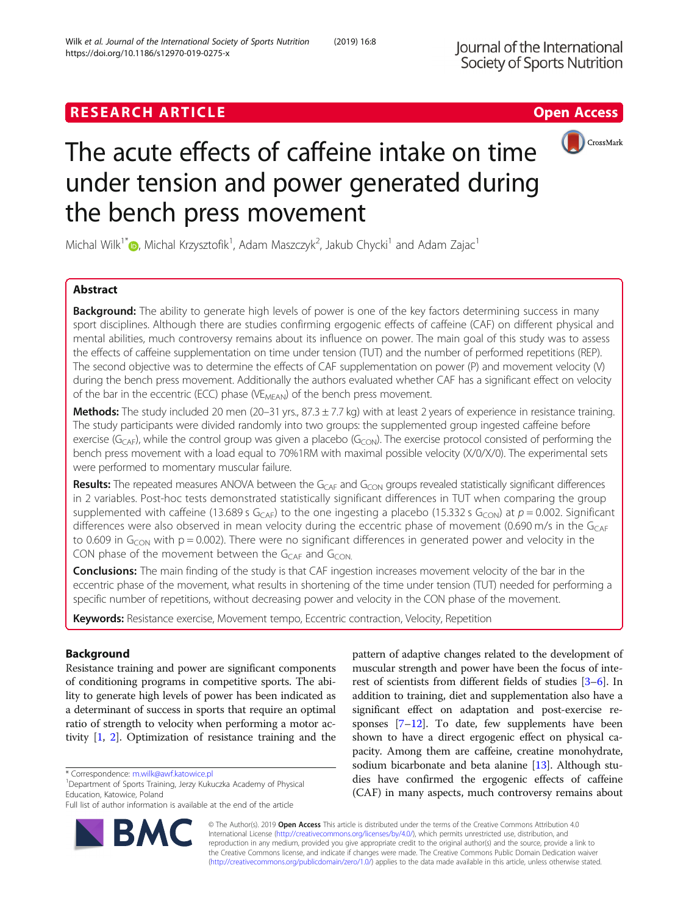RESEARCH ARTICLE

Open Access

# The acute effects of caffeine intake on time under tension and power generated during the bench press movement

Michal Wilk[1*], Michal Krzysztofik[1], Adam Maszczyk[2], Jakub Chycki[1] and Adam Zajac[1]

## Abstract

**Background:** The ability to generate high levels of power is one of the key factors determining success in many sport disciplines. Although there are studies confirming ergogenic effects of caffeine (CAF) on different physical and mental abilities, much controversy remains about its influence on power. The main goal of this study was to assess the effects of caffeine supplementation on time under tension (TUT) and the number of performed repetitions (REP). The second objective was to determine the effects of CAF supplementation on power (P) and movement velocity (V) during the bench press movement. Additionally the authors evaluated whether CAF has a significant effect on velocity of the bar in the eccentric (ECC) phase ($VE_{MEAN}$) of the bench press movement.

**Methods:** The study included 20 men (20–31 yrs., 87.3 ± 7.7 kg) with at least 2 years of experience in resistance training. The study participants were divided randomly into two groups: the supplemented group ingested caffeine before exercise ($G_{CAF}$), while the control group was given a placebo ($G_{CON}$). The exercise protocol consisted of performing the bench press movement with a load equal to 70%1RM with maximal possible velocity (X/0/X/0). The experimental sets were performed to momentary muscular failure.

**Results:** The repeated measures ANOVA between the $G_{CAF}$ and $G_{CON}$ groups revealed statistically significant differences in 2 variables. Post-hoc tests demonstrated statistically significant differences in TUT when comparing the group supplemented with caffeine (13.689 s $G_{CAF}$) to the one ingesting a placebo (15.332 s $G_{CON}$) at $p = 0.002$. Significant differences were also observed in mean velocity during the eccentric phase of movement (0.690 m/s in the $G_{CAF}$ to 0.609 in $G_{CON}$ with $p = 0.002$). There were no significant differences in generated power and velocity in the CON phase of the movement between the $G_{CAF}$ and $G_{CON}$.

**Conclusions:** The main finding of the study is that CAF ingestion increases movement velocity of the bar in the eccentric phase of the movement, what results in shortening of the time under tension (TUT) needed for performing a specific number of repetitions, without decreasing power and velocity in the CON phase of the movement.

**Keywords:** Resistance exercise, Movement tempo, Eccentric contraction, Velocity, Repetition

## Background

Resistance training and power are significant components of conditioning programs in competitive sports. The ability to generate high levels of power has been indicated as a determinant of success in sports that require an optimal ratio of strength to velocity when performing a motor activity [1, 2]. Optimization of resistance training and the pattern of adaptive changes related to the development of muscular strength and power have been the focus of interest of scientists from different fields of studies [3–6]. In addition to training, diet and supplementation also have a significant effect on adaptation and post-exercise responses [7–12]. To date, few supplements have been shown to have a direct ergogenic effect on physical capacity. Among them are caffeine, creatine monohydrate, sodium bicarbonate and beta alanine [13]. Although studies have confirmed the ergogenic effects of caffeine (CAF) in many aspects, much controversy remains about

\* Correspondence: m.wilk@awf.katowice.pl
[1]Department of Sports Training, Jerzy Kukuczka Academy of Physical Education, Katowice, Poland
Full list of author information is available at the end of the article

© The Author(s). 2019 **Open Access** This article is distributed under the terms of the Creative Commons Attribution 4.0 International License (http://creativecommons.org/licenses/by/4.0/), which permits unrestricted use, distribution, and reproduction in any medium, provided you give appropriate credit to the original author(s) and the source, provide a link to the Creative Commons license, and indicate if changes were made. The Creative Commons Public Domain Dedication waiver (http://creativecommons.org/publicdomain/zero/1.0/) applies to the data made available in this article, unless otherwise stated.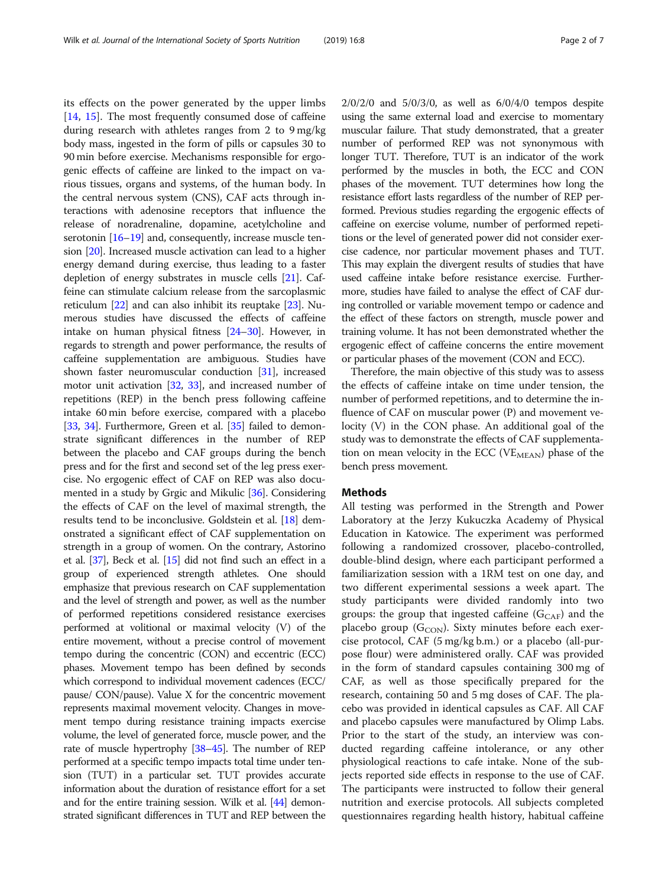its effects on the power generated by the upper limbs [14, 15]. The most frequently consumed dose of caffeine during research with athletes ranges from 2 to 9 mg/kg body mass, ingested in the form of pills or capsules 30 to 90 min before exercise. Mechanisms responsible for ergogenic effects of caffeine are linked to the impact on various tissues, organs and systems, of the human body. In the central nervous system (CNS), CAF acts through interactions with adenosine receptors that influence the release of noradrenaline, dopamine, acetylcholine and serotonin [16–19] and, consequently, increase muscle tension [20]. Increased muscle activation can lead to a higher energy demand during exercise, thus leading to a faster depletion of energy substrates in muscle cells [21]. Caffeine can stimulate calcium release from the sarcoplasmic reticulum [22] and can also inhibit its reuptake [23]. Numerous studies have discussed the effects of caffeine intake on human physical fitness [24–30]. However, in regards to strength and power performance, the results of caffeine supplementation are ambiguous. Studies have shown faster neuromuscular conduction [31], increased motor unit activation [32, 33], and increased number of repetitions (REP) in the bench press following caffeine intake 60 min before exercise, compared with a placebo [33, 34]. Furthermore, Green et al. [35] failed to demonstrate significant differences in the number of REP between the placebo and CAF groups during the bench press and for the first and second set of the leg press exercise. No ergogenic effect of CAF on REP was also documented in a study by Grgic and Mikulic [36]. Considering the effects of CAF on the level of maximal strength, the results tend to be inconclusive. Goldstein et al. [18] demonstrated a significant effect of CAF supplementation on strength in a group of women. On the contrary, Astorino et al. [37], Beck et al. [15] did not find such an effect in a group of experienced strength athletes. One should emphasize that previous research on CAF supplementation and the level of strength and power, as well as the number of performed repetitions considered resistance exercises performed at volitional or maximal velocity (V) of the entire movement, without a precise control of movement tempo during the concentric (CON) and eccentric (ECC) phases. Movement tempo has been defined by seconds which correspond to individual movement cadences (ECC/pause/ CON/pause). Value X for the concentric movement represents maximal movement velocity. Changes in movement tempo during resistance training impacts exercise volume, the level of generated force, muscle power, and the rate of muscle hypertrophy [38–45]. The number of REP performed at a specific tempo impacts total time under tension (TUT) in a particular set. TUT provides accurate information about the duration of resistance effort for a set and for the entire training session. Wilk et al. [44] demonstrated significant differences in TUT and REP between the 2/0/2/0 and 5/0/3/0, as well as 6/0/4/0 tempos despite using the same external load and exercise to momentary muscular failure. That study demonstrated, that a greater number of performed REP was not synonymous with longer TUT. Therefore, TUT is an indicator of the work performed by the muscles in both, the ECC and CON phases of the movement. TUT determines how long the resistance effort lasts regardless of the number of REP performed. Previous studies regarding the ergogenic effects of caffeine on exercise volume, number of performed repetitions or the level of generated power did not consider exercise cadence, nor particular movement phases and TUT. This may explain the divergent results of studies that have used caffeine intake before resistance exercise. Furthermore, studies have failed to analyse the effect of CAF during controlled or variable movement tempo or cadence and the effect of these factors on strength, muscle power and training volume. It has not been demonstrated whether the ergogenic effect of caffeine concerns the entire movement or particular phases of the movement (CON and ECC).

Therefore, the main objective of this study was to assess the effects of caffeine intake on time under tension, the number of performed repetitions, and to determine the influence of CAF on muscular power (P) and movement velocity (V) in the CON phase. An additional goal of the study was to demonstrate the effects of CAF supplementation on mean velocity in the ECC ($VE_{MEAN}$) phase of the bench press movement.

## Methods

All testing was performed in the Strength and Power Laboratory at the Jerzy Kukuczka Academy of Physical Education in Katowice. The experiment was performed following a randomized crossover, placebo-controlled, double-blind design, where each participant performed a familiarization session with a 1RM test on one day, and two different experimental sessions a week apart. The study participants were divided randomly into two groups: the group that ingested caffeine ($G_{CAF}$) and the placebo group ($G_{CON}$). Sixty minutes before each exercise protocol, CAF (5 mg/kg b.m.) or a placebo (all-purpose flour) were administered orally. CAF was provided in the form of standard capsules containing 300 mg of CAF, as well as those specifically prepared for the research, containing 50 and 5 mg doses of CAF. The placebo was provided in identical capsules as CAF. All CAF and placebo capsules were manufactured by Olimp Labs. Prior to the start of the study, an interview was conducted regarding caffeine intolerance, or any other physiological reactions to cafe intake. None of the subjects reported side effects in response to the use of CAF. The participants were instructed to follow their general nutrition and exercise protocols. All subjects completed questionnaires regarding health history, habitual caffeine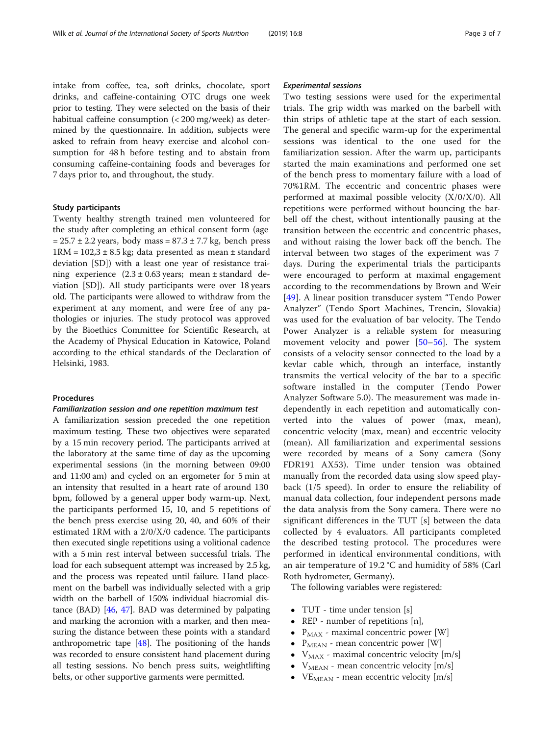intake from coffee, tea, soft drinks, chocolate, sport drinks, and caffeine-containing OTC drugs one week prior to testing. They were selected on the basis of their habitual caffeine consumption (< 200 mg/week) as determined by the questionnaire. In addition, subjects were asked to refrain from heavy exercise and alcohol consumption for 48 h before testing and to abstain from consuming caffeine-containing foods and beverages for 7 days prior to, and throughout, the study.

### Study participants

Twenty healthy strength trained men volunteered for the study after completing an ethical consent form (age = 25.7 ± 2.2 years, body mass = 87.3 ± 7.7 kg, bench press 1RM = 102,3 ± 8.5 kg; data presented as mean ± standard deviation [SD]) with a least one year of resistance training experience (2.3 ± 0.63 years; mean ± standard deviation [SD]). All study participants were over 18 years old. The participants were allowed to withdraw from the experiment at any moment, and were free of any pathologies or injuries. The study protocol was approved by the Bioethics Committee for Scientific Research, at the Academy of Physical Education in Katowice, Poland according to the ethical standards of the Declaration of Helsinki, 1983.

### Procedures

#### *Familiarization session and one repetition maximum test*

A familiarization session preceded the one repetition maximum testing. These two objectives were separated by a 15 min recovery period. The participants arrived at the laboratory at the same time of day as the upcoming experimental sessions (in the morning between 09:00 and 11:00 am) and cycled on an ergometer for 5 min at an intensity that resulted in a heart rate of around 130 bpm, followed by a general upper body warm-up. Next, the participants performed 15, 10, and 5 repetitions of the bench press exercise using 20, 40, and 60% of their estimated 1RM with a 2/0/X/0 cadence. The participants then executed single repetitions using a volitional cadence with a 5 min rest interval between successful trials. The load for each subsequent attempt was increased by 2.5 kg, and the process was repeated until failure. Hand placement on the barbell was individually selected with a grip width on the barbell of 150% individual biacromial distance (BAD) [46, 47]. BAD was determined by palpating and marking the acromion with a marker, and then measuring the distance between these points with a standard anthropometric tape [48]. The positioning of the hands was recorded to ensure consistent hand placement during all testing sessions. No bench press suits, weightlifting belts, or other supportive garments were permitted.

#### *Experimental sessions*

Two testing sessions were used for the experimental trials. The grip width was marked on the barbell with thin strips of athletic tape at the start of each session. The general and specific warm-up for the experimental sessions was identical to the one used for the familiarization session. After the warm up, participants started the main examinations and performed one set of the bench press to momentary failure with a load of 70%1RM. The eccentric and concentric phases were performed at maximal possible velocity (X/0/X/0). All repetitions were performed without bouncing the barbell off the chest, without intentionally pausing at the transition between the eccentric and concentric phases, and without raising the lower back off the bench. The interval between two stages of the experiment was 7 days. During the experimental trials the participants were encouraged to perform at maximal engagement according to the recommendations by Brown and Weir [49]. A linear position transducer system "Tendo Power Analyzer" (Tendo Sport Machines, Trencin, Slovakia) was used for the evaluation of bar velocity. The Tendo Power Analyzer is a reliable system for measuring movement velocity and power [50–56]. The system consists of a velocity sensor connected to the load by a kevlar cable which, through an interface, instantly transmits the vertical velocity of the bar to a specific software installed in the computer (Tendo Power Analyzer Software 5.0). The measurement was made independently in each repetition and automatically converted into the values of power (max, mean), concentric velocity (max, mean) and eccentric velocity (mean). All familiarization and experimental sessions were recorded by means of a Sony camera (Sony FDR191 AX53). Time under tension was obtained manually from the recorded data using slow speed playback (1/5 speed). In order to ensure the reliability of manual data collection, four independent persons made the data analysis from the Sony camera. There were no significant differences in the TUT [s] between the data collected by 4 evaluators. All participants completed the described testing protocol. The procedures were performed in identical environmental conditions, with an air temperature of 19.2 °C and humidity of 58% (Carl Roth hydrometer, Germany).

The following variables were registered:

- TUT - time under tension [s]
- REP - number of repetitions [n],
- $P_{MAX}$ - maximal concentric power [W]
- $P_{MEAN}$ - mean concentric power [W]
- $V_{MAX}$ - maximal concentric velocity [m/s]
- $V_{MEAN}$ - mean concentric velocity [m/s]
- $VE_{MEAN}$ - mean eccentric velocity [m/s]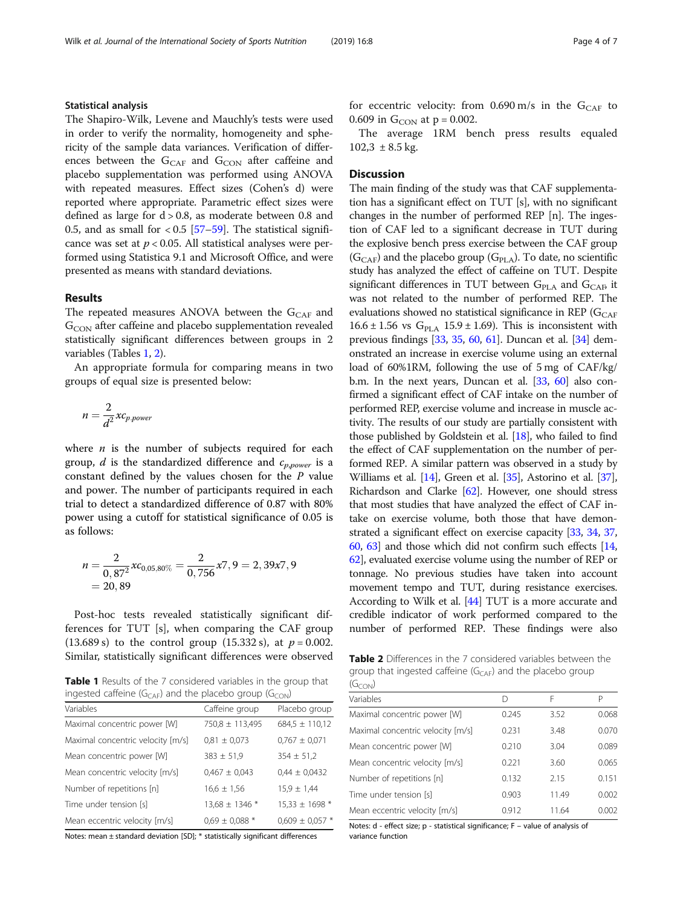### Statistical analysis

The Shapiro-Wilk, Levene and Mauchly's tests were used in order to verify the normality, homogeneity and sphericity of the sample data variances. Verification of differences between the $G_{CAF}$ and $G_{CON}$ after caffeine and placebo supplementation was performed using ANOVA with repeated measures. Effect sizes (Cohen's d) were reported where appropriate. Parametric effect sizes were defined as large for d > 0.8, as moderate between 0.8 and 0.5, and as small for < 0.5 [57–59]. The statistical significance was set at $p < 0.05$. All statistical analyses were performed using Statistica 9.1 and Microsoft Office, and were presented as means with standard deviations.

## Results

The repeated measures ANOVA between the $G_{CAF}$ and $G_{CON}$ after caffeine and placebo supplementation revealed statistically significant differences between groups in 2 variables (Tables 1, 2).

An appropriate formula for comparing means in two groups of equal size is presented below:

$$n = \frac{2}{d^2} x c_{p.power}$$

where $n$ is the number of subjects required for each group, $d$ is the standardized difference and $c_{p,power}$ is a constant defined by the values chosen for the $P$ value and power. The number of participants required in each trial to detect a standardized difference of 0.87 with 80% power using a cutoff for statistical significance of 0.05 is as follows:

$$n = \frac{2}{0,87^2} x c_{0,05,80\%} = \frac{2}{0,756} x 7,9 = 2,39 x 7,9 = 20,89$$

Post-hoc tests revealed statistically significant differences for TUT [s], when comparing the CAF group (13.689 s) to the control group (15.332 s), at $p = 0.002$. Similar, statistically significant differences were observed for eccentric velocity: from 0.690 m/s in the $G_{CAF}$ to 0.609 in $G_{CON}$ at p = 0.002.

The average 1RM bench press results equaled 102,3 ± 8.5 kg.

**Table 1** Results of the 7 considered variables in the group that ingested caffeine ($G_{CAF}$) and the placebo group ($G_{CON}$)

| Variables | Caffeine group | Placebo group |
|---|---|---|
| Maximal concentric power [W] | 750,8 ± 113,495 | 684,5 ± 110,12 |
| Maximal concentric velocity [m/s] | 0,81 ± 0,073 | 0,767 ± 0,071 |
| Mean concentric power [W] | 383 ± 51,9 | 354 ± 51,2 |
| Mean concentric velocity [m/s] | 0,467 ± 0,043 | 0,44 ± 0,0432 |
| Number of repetitions [n] | 16,6 ± 1,56 | 15,9 ± 1,44 |
| Time under tension [s] | 13,68 ± 1346 * | 15,33 ± 1698 * |
| Mean eccentric velocity [m/s] | 0,69 ± 0,088 * | 0,609 ± 0,057 * |

Notes: mean ± standard deviation [SD]; * statistically significant differences

## Discussion

The main finding of the study was that CAF supplementation has a significant effect on TUT [s], with no significant changes in the number of performed REP [n]. The ingestion of CAF led to a significant decrease in TUT during the explosive bench press exercise between the CAF group ($G_{CAF}$) and the placebo group ($G_{PLA}$). To date, no scientific study has analyzed the effect of caffeine on TUT. Despite significant differences in TUT between $G_{PLA}$ and $G_{CAF}$, it was not related to the number of performed REP. The evaluations showed no statistical significance in REP ($G_{CAF}$ 16.6 ± 1.56 vs $G_{PLA}$ 15.9 ± 1.69). This is inconsistent with previous findings [33, 35, 60, 61]. Duncan et al. [34] demonstrated an increase in exercise volume using an external load of 60%1RM, following the use of 5 mg of CAF/kg/b.m. In the next years, Duncan et al. [33, 60] also confirmed a significant effect of CAF intake on the number of performed REP, exercise volume and increase in muscle activity. The results of our study are partially consistent with those published by Goldstein et al. [18], who failed to find the effect of CAF supplementation on the number of performed REP. A similar pattern was observed in a study by Williams et al. [14], Green et al. [35], Astorino et al. [37], Richardson and Clarke [62]. However, one should stress that most studies that have analyzed the effect of CAF intake on exercise volume, both those that have demonstrated a significant effect on exercise capacity [33, 34, 37, 60, 63] and those which did not confirm such effects [14, 62], evaluated exercise volume using the number of REP or tonnage. No previous studies have taken into account movement tempo and TUT, during resistance exercises. According to Wilk et al. [44] TUT is a more accurate and credible indicator of work performed compared to the number of performed REP. These findings were also

**Table 2** Differences in the 7 considered variables between the group that ingested caffeine ($G_{CAF}$) and the placebo group ($G_{CON}$)

| Variables | D | F | P |
|---|---|---|---|
| Maximal concentric power [W] | 0.245 | 3.52 | 0.068 |
| Maximal concentric velocity [m/s] | 0.231 | 3.48 | 0.070 |
| Mean concentric power [W] | 0.210 | 3.04 | 0.089 |
| Mean concentric velocity [m/s] | 0.221 | 3.60 | 0.065 |
| Number of repetitions [n] | 0.132 | 2.15 | 0.151 |
| Time under tension [s] | 0.903 | 11.49 | 0.002 |
| Mean eccentric velocity [m/s] | 0.912 | 11.64 | 0.002 |

Notes: d - effect size; p - statistical significance; F – value of analysis of variance function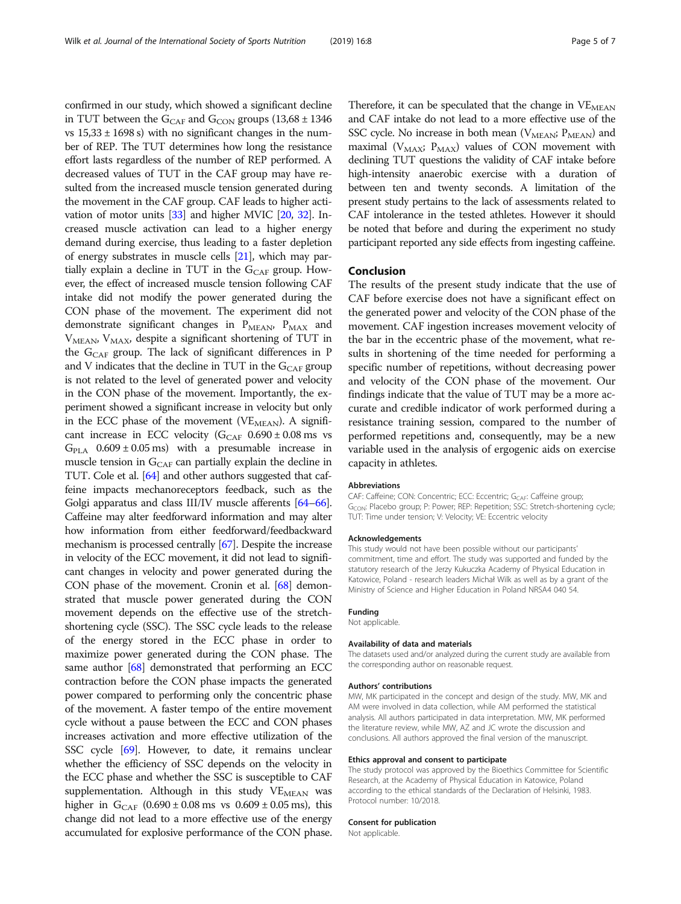confirmed in our study, which showed a significant decline in TUT between the $G_{CAF}$ and $G_{CON}$ groups (13,68 ± 1346 vs 15,33 ± 1698 s) with no significant changes in the number of REP. The TUT determines how long the resistance effort lasts regardless of the number of REP performed. A decreased values of TUT in the CAF group may have resulted from the increased muscle tension generated during the movement in the CAF group. CAF leads to higher activation of motor units [33] and higher MVIC [20, 32]. Increased muscle activation can lead to a higher energy demand during exercise, thus leading to a faster depletion of energy substrates in muscle cells [21], which may partially explain a decline in TUT in the $G_{CAF}$ group. However, the effect of increased muscle tension following CAF intake did not modify the power generated during the CON phase of the movement. The experiment did not demonstrate significant changes in $P_{MEAN}$, $P_{MAX}$ and $V_{MEAN}$, $V_{MAX}$, despite a significant shortening of TUT in the $G_{CAF}$ group. The lack of significant differences in P and V indicates that the decline in TUT in the $G_{CAF}$ group is not related to the level of generated power and velocity in the CON phase of the movement. Importantly, the experiment showed a significant increase in velocity but only in the ECC phase of the movement ($VE_{MEAN}$). A significant increase in ECC velocity ($G_{CAF}$ 0.690 ± 0.08 ms vs $G_{PLA}$ 0.609 ± 0.05 ms) with a presumable increase in muscle tension in $G_{CAF}$ can partially explain the decline in TUT. Cole et al. [64] and other authors suggested that caffeine impacts mechanoreceptors feedback, such as the Golgi apparatus and class III/IV muscle afferents [64–66]. Caffeine may alter feedforward information and may alter how information from either feedforward/feedbackward mechanism is processed centrally [67]. Despite the increase in velocity of the ECC movement, it did not lead to significant changes in velocity and power generated during the CON phase of the movement. Cronin et al. [68] demonstrated that muscle power generated during the CON movement depends on the effective use of the stretch-shortening cycle (SSC). The SSC cycle leads to the release of the energy stored in the ECC phase in order to maximize power generated during the CON phase. The same author [68] demonstrated that performing an ECC contraction before the CON phase impacts the generated power compared to performing only the concentric phase of the movement. A faster tempo of the entire movement cycle without a pause between the ECC and CON phases increases activation and more effective utilization of the SSC cycle [69]. However, to date, it remains unclear whether the efficiency of SSC depends on the velocity in the ECC phase and whether the SSC is susceptible to CAF supplementation. Although in this study $VE_{MEAN}$ was higher in $G_{CAF}$ (0.690 ± 0.08 ms vs 0.609 ± 0.05 ms), this change did not lead to a more effective use of the energy accumulated for explosive performance of the CON phase. Therefore, it can be speculated that the change in $VE_{MEAN}$ and CAF intake do not lead to a more effective use of the SSC cycle. No increase in both mean ($V_{MEAN}$; $P_{MEAN}$) and maximal ($V_{MAX}$; $P_{MAX}$) values of CON movement with declining TUT questions the validity of CAF intake before high-intensity anaerobic exercise with a duration of between ten and twenty seconds. A limitation of the present study pertains to the lack of assessments related to CAF intolerance in the tested athletes. However it should be noted that before and during the experiment no study participant reported any side effects from ingesting caffeine.

## Conclusion

The results of the present study indicate that the use of CAF before exercise does not have a significant effect on the generated power and velocity of the CON phase of the movement. CAF ingestion increases movement velocity of the bar in the eccentric phase of the movement, what results in shortening of the time needed for performing a specific number of repetitions, without decreasing power and velocity of the CON phase of the movement. Our findings indicate that the value of TUT may be a more accurate and credible indicator of work performed during a resistance training session, compared to the number of performed repetitions and, consequently, may be a new variable used in the analysis of ergogenic aids on exercise capacity in athletes.

#### Abbreviations

CAF: Caffeine; CON: Concentric; ECC: Eccentric; $G_{CAF}$: Caffeine group; $G_{CON}$: Placebo group; P: Power; REP: Repetition; SSC: Stretch-shortening cycle; TUT: Time under tension; V: Velocity; VE: Eccentric velocity

#### Acknowledgements

This study would not have been possible without our participants' commitment, time and effort. The study was supported and funded by the statutory research of the Jerzy Kukuczka Academy of Physical Education in Katowice, Poland - research leaders Michał Wilk as well as by a grant of the Ministry of Science and Higher Education in Poland NRSA4 040 54.

#### Funding

Not applicable.

#### Availability of data and materials

The datasets used and/or analyzed during the current study are available from the corresponding author on reasonable request.

#### Authors' contributions

MW, MK participated in the concept and design of the study. MW, MK and AM were involved in data collection, while AM performed the statistical analysis. All authors participated in data interpretation. MW, MK performed the literature review, while MW, AZ and JC wrote the discussion and conclusions. All authors approved the final version of the manuscript.

#### Ethics approval and consent to participate

The study protocol was approved by the Bioethics Committee for Scientific Research, at the Academy of Physical Education in Katowice, Poland according to the ethical standards of the Declaration of Helsinki, 1983. Protocol number: 10/2018.

#### Consent for publication

Not applicable.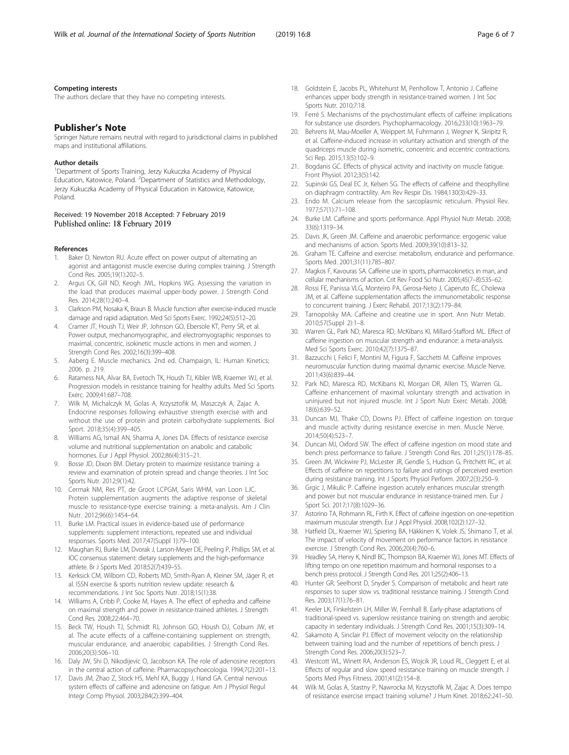#### Competing interests

The authors declare that they have no competing interests.

## Publisher's Note

Springer Nature remains neutral with regard to jurisdictional claims in published maps and institutional affiliations.

#### Author details

[1]Department of Sports Training, Jerzy Kukuczka Academy of Physical Education, Katowice, Poland. [2]Department of Statistics and Methodology, Jerzy Kukuczka Academy of Physical Education in Katowice, Katowice, Poland.

Received: 19 November 2018 Accepted: 7 February 2019
Published online: 18 February 2019

#### References

1. Baker D, Newton RU. Acute effect on power output of alternating an agonist and antagonist muscle exercise during complex training. J Strength Cond Res. 2005;19(1):202–5.
2. Argus CK, Gill ND, Keogh JWL, Hopkins WG. Assessing the variation in the load that produces maximal upper-body power. J Strength Cond Res. 2014;28(1):240–4.
3. Clarkson PM, Nosaka K, Braun B. Muscle function after exercise-induced muscle damage and rapid adaptation. Med Sci Sports Exerc. 1992;24(5):512–20.
4. Cramer JT, Housh TJ, Weir JP, Johnson GO, Ebersole KT, Perry SR, et al. Power output, mechanomyographic, and electromyographic responses to maximal, concentric, isokinetic muscle actions in men and women. J Strength Cond Res. 2002;16(3):399–408.
5. Aaberg E. Muscle mechanics. 2nd ed. Champaign, IL: Human Kinetics; 2006. p. 219.
6. Ratamess NA, Alvar BA, Evetoch TK, Housh TJ, Kibler WB, Kraemer WJ, et al. Progression models in resistance training for healthy adults. Med Sci Sports Exerc. 2009;41:687–708.
7. Wilk M, Michalczyk M, Golas A, Krzysztofik M, Maszczyk A, Zajac A. Endocrine responses following exhaustive strength exercise with and without the use of protein and protein carbohydrate supplements. Biol Sport. 2018;35(4):399–405.
8. Williams AG, Ismail AN, Sharma A, Jones DA. Effects of resistance exercise volume and nutritional supplementation on anabolic and catabolic hormones. Eur J Appl Physiol. 2002;86(4):315–21.
9. Bosse JD, Dixon BM. Dietary protein to maximize resistance training: a review and examination of protein spread and change theories. J Int Soc Sports Nutr. 2012;9(1):42.
10. Cermak NM, Res PT, de Groot LCPGM, Saris WHM, van Loon LJC. Protein supplementation augments the adaptive response of skeletal muscle to resistance-type exercise training: a meta-analysis. Am J Clin Nutr. 2012;96(6):1454–64.
11. Burke LM. Practical issues in evidence-based use of performance supplements: supplement interactions, repeated use and individual responses. Sports Med. 2017;47(Suppl 1):79–100.
12. Maughan RJ, Burke LM, Dvorak J, Larson-Meyer DE, Peeling P, Phillips SM, et al. IOC consensus statement: dietary supplements and the high-performance athlete. Br J Sports Med. 2018;52(7):439–55.
13. Kerksick CM, Wilborn CD, Roberts MD, Smith-Ryan A, Kleiner SM, Jäger R, et al. ISSN exercise & sports nutrition review update: research & recommendations. J Int Soc Sports Nutr. 2018;15(1):38.
14. Williams A, Cribb P, Cooke M, Hayes A. The effect of ephedra and caffeine on maximal strength and power in resistance-trained athletes. J Strength Cond Res. 2008;22:464–70.
15. Beck TW, Housh TJ, Schmidt RJ, Johnson GO, Housh DJ, Coburn JW, et al. The acute effects of a caffeine-containing supplement on strength, muscular endurance, and anaerobic capabilities. J Strength Cond Res. 2006;20(3):506–10.
16. Daly JW, Shi D, Nikodijevic O, Jacobson KA. The role of adenosine receptors in the central action of caffeine. Pharmacopsychoecologia. 1994;7(2):201–13.
17. Davis JM, Zhao Z, Stock HS, Mehl KA, Buggy J, Hand GA. Central nervous system effects of caffeine and adenosine on fatigue. Am J Physiol Regul Integr Comp Physiol. 2003;284(2):399–404.
18. Goldstein E, Jacobs PL, Whitehurst M, Penhollow T, Antonio J. Caffeine enhances upper body strength in resistance-trained women. J Int Soc Sports Nutr. 2010;7:18.
19. Ferré S. Mechanisms of the psychostimulant effects of caffeine: implications for substance use disorders. Psychopharmacology. 2016;233(10):1963–79.
20. Behrens M, Mau-Moeller A, Weippert M, Fuhrmann J, Wegner K, Skripitz R, et al. Caffeine-induced increase in voluntary activation and strength of the quadriceps muscle during isometric, concentric and eccentric contractions. Sci Rep. 2015;13(5):102–9.
21. Bogdanis GC. Effects of physical activity and inactivity on muscle fatigue. Front Physiol. 2012;3(5):142.
22. Supinski GS, Deal EC Jr, Kelsen SG. The effects of caffeine and theophylline on diaphragm contractility. Am Rev Respir Dis. 1984;130(3):429–33.
23. Endo M. Calcium release from the sarcoplasmic reticulum. Physiol Rev. 1977;57(1):71–108.
24. Burke LM. Caffeine and sports performance. Appl Physiol Nutr Metab. 2008; 33(6):1319–34.
25. Davis JK, Green JM. Caffeine and anaerobic performance: ergogenic value and mechanisms of action. Sports Med. 2009;39(10):813–32.
26. Graham TE. Caffeine and exercise: metabolism, endurance and performance. Sports Med. 2001;31(11):785–807.
27. Magkos F, Kavouras SA. Caffeine use in sports, pharmacokinetics in man, and cellular mechanisms of action. Crit Rev Food Sci Nutr. 2005;45(7–8):535–62.
28. Rossi FE, Panissa VLG, Monteiro PA, Gerosa-Neto J, Caperuto ÉC, Cholewa JM, et al. Caffeine supplementation affects the immunometabolic response to concurrent training. J Exerc Rehabil. 2017;13(2):179–84.
29. Tarnopolsky MA. Caffeine and creatine use in sport. Ann Nutr Metab. 2010;57(Suppl 2):1–8.
30. Warren GL, Park ND, Maresca RD, McKibans KI, Millard-Stafford ML. Effect of caffeine ingestion on muscular strength and endurance: a meta-analysis. Med Sci Sports Exerc. 2010;42(7):1375–87.
31. Bazzucchi I, Felici F, Montini M, Figura F, Sacchetti M. Caffeine improves neuromuscular function during maximal dynamic exercise. Muscle Nerve. 2011;43(6):839–44.
32. Park ND, Maresca RD, McKibans KI, Morgan DR, Allen TS, Warren GL. Caffeine enhancement of maximal voluntary strength and activation in uninjured but not injured muscle. Int J Sport Nutr Exerc Metab. 2008; 18(6):639–52.
33. Duncan MJ, Thake CD, Downs PJ. Effect of caffeine ingestion on torque and muscle activity during resistance exercise in men. Muscle Nerve. 2014;50(4):523–7.
34. Duncan MJ, Oxford SW. The effect of caffeine ingestion on mood state and bench press performance to failure. J Strength Cond Res. 2011;25(1):178–85.
35. Green JM, Wickwire PJ, McLester JR, Gendle S, Hudson G, Pritchett RC, et al. Effects of caffeine on repetitions to failure and ratings of perceived exertion during resistance training. Int J Sports Physiol Perform. 2007;2(3):250–9.
36. Grgic J, Mikulic P. Caffeine ingestion acutely enhances muscular strength and power but not muscular endurance in resistance-trained men. Eur J Sport Sci. 2017;17(8):1029–36.
37. Astorino TA, Rohmann RL, Firth K. Effect of caffeine ingestion on one-repetition maximum muscular strength. Eur J Appl Physiol. 2008;102(2):127–32.
38. Hatfield DL, Kraemer WJ, Spiering BA, Häkkinen K, Volek JS, Shimano T, et al. The impact of velocity of movement on performance factors in resistance exercise. J Strength Cond Res. 2006;20(4):760–6.
39. Headley SA, Henry K, Nindl BC, Thompson BA, Kraemer WJ, Jones MT. Effects of lifting tempo on one repetition maximum and hormonal responses to a bench press protocol. J Strength Cond Res. 2011;25(2):406–13.
40. Hunter GR, Seelhorst D, Snyder S. Comparison of metabolic and heart rate responses to super slow vs. traditional resistance training. J Strength Cond Res. 2003;17(1):76–81.
41. Keeler LK, Finkelstein LH, Miller W, Fernhall B. Early-phase adaptations of traditional-speed vs. superslow resistance training on strength and aerobic capacity in sedentary individuals. J Strength Cond Res. 2001;15(3):309–14.
42. Sakamoto A, Sinclair PJ. Effect of movement velocity on the relationship between training load and the number of repetitions of bench press. J Strength Cond Res. 2006;20(3):523–7.
43. Westcott WL, Winett RA, Anderson ES, Wojcik JR, Loud RL, Cleggett E, et al. Effects of regular and slow speed resistance training on muscle strength. J Sports Med Phys Fitness. 2001;41(2):154–8.
44. Wilk M, Golas A, Stastny P, Nawrocka M, Krzysztofik M, Zajac A. Does tempo of resistance exercise impact training volume? J Hum Kinet. 2018;62:241–50.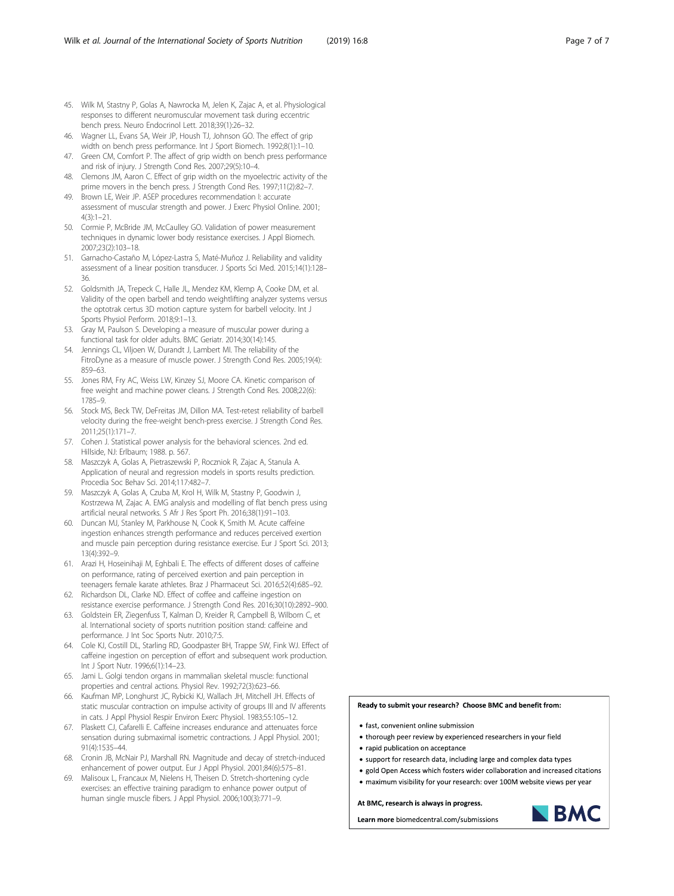45. Wilk M, Stastny P, Golas A, Nawrocka M, Jelen K, Zajac A, et al. Physiological responses to different neuromuscular movement task during eccentric bench press. Neuro Endocrinol Lett. 2018;39(1):26–32.
46. Wagner LL, Evans SA, Weir JP, Housh TJ, Johnson GO. The effect of grip width on bench press performance. Int J Sport Biomech. 1992;8(1):1–10.
47. Green CM, Comfort P. The affect of grip width on bench press performance and risk of injury. J Strength Cond Res. 2007;29(5):10–4.
48. Clemons JM, Aaron C. Effect of grip width on the myoelectric activity of the prime movers in the bench press. J Strength Cond Res. 1997;11(2):82–7.
49. Brown LE, Weir JP. ASEP procedures recommendation I: accurate assessment of muscular strength and power. J Exerc Physiol Online. 2001;4(3):1–21.
50. Cormie P, McBride JM, McCaulley GO. Validation of power measurement techniques in dynamic lower body resistance exercises. J Appl Biomech. 2007;23(2):103–18.
51. Garnacho-Castaño M, López-Lastra S, Maté-Muñoz J. Reliability and validity assessment of a linear position transducer. J Sports Sci Med. 2015;14(1):128–36.
52. Goldsmith JA, Trepeck C, Halle JL, Mendez KM, Klemp A, Cooke DM, et al. Validity of the open barbell and tendo weightlifting analyzer systems versus the optotrak certus 3D motion capture system for barbell velocity. Int J Sports Physiol Perform. 2018;9:1–13.
53. Gray M, Paulson S. Developing a measure of muscular power during a functional task for older adults. BMC Geriatr. 2014;30(14):145.
54. Jennings CL, Viljoen W, Durandt J, Lambert MI. The reliability of the FitroDyne as a measure of muscle power. J Strength Cond Res. 2005;19(4):859–63.
55. Jones RM, Fry AC, Weiss LW, Kinzey SJ, Moore CA. Kinetic comparison of free weight and machine power cleans. J Strength Cond Res. 2008;22(6):1785–9.
56. Stock MS, Beck TW, DeFreitas JM, Dillon MA. Test-retest reliability of barbell velocity during the free-weight bench-press exercise. J Strength Cond Res. 2011;25(1):171–7.
57. Cohen J. Statistical power analysis for the behavioral sciences. 2nd ed. Hillside, NJ: Erlbaum; 1988. p. 567.
58. Maszczyk A, Golas A, Pietraszewski P, Roczniok R, Zajac A, Stanula A. Application of neural and regression models in sports results prediction. Procedia Soc Behav Sci. 2014;117:482–7.
59. Maszczyk A, Golas A, Czuba M, Krol H, Wilk M, Stastny P, Goodwin J, Kostrzewa M, Zajac A. EMG analysis and modelling of flat bench press using artificial neural networks. S Afr J Res Sport Ph. 2016;38(1):91–103.
60. Duncan MJ, Stanley M, Parkhouse N, Cook K, Smith M. Acute caffeine ingestion enhances strength performance and reduces perceived exertion and muscle pain perception during resistance exercise. Eur J Sport Sci. 2013;13(4):392–9.
61. Arazi H, Hoseinihaji M, Eghbali E. The effects of different doses of caffeine on performance, rating of perceived exertion and pain perception in teenagers female karate athletes. Braz J Pharmaceut Sci. 2016;52(4):685–92.
62. Richardson DL, Clarke ND. Effect of coffee and caffeine ingestion on resistance exercise performance. J Strength Cond Res. 2016;30(10):2892–900.
63. Goldstein ER, Ziegenfuss T, Kalman D, Kreider R, Campbell B, Wilborn C, et al. International society of sports nutrition position stand: caffeine and performance. J Int Soc Sports Nutr. 2010;7:5.
64. Cole KJ, Costill DL, Starling RD, Goodpaster BH, Trappe SW, Fink WJ. Effect of caffeine ingestion on perception of effort and subsequent work production. Int J Sport Nutr. 1996;6(1):14–23.
65. Jami L. Golgi tendon organs in mammalian skeletal muscle: functional properties and central actions. Physiol Rev. 1992;72(3):623–66.
66. Kaufman MP, Longhurst JC, Rybicki KJ, Wallach JH, Mitchell JH. Effects of static muscular contraction on impulse activity of groups III and IV afferents in cats. J Appl Physiol Respir Environ Exerc Physiol. 1983;55:105–12.
67. Plaskett CJ, Cafarelli E. Caffeine increases endurance and attenuates force sensation during submaximal isometric contractions. J Appl Physiol. 2001;91(4):1535–44.
68. Cronin JB, McNair PJ, Marshall RN. Magnitude and decay of stretch-induced enhancement of power output. Eur J Appl Physiol. 2001;84(6):575–81.
69. Malisoux L, Francaux M, Nielens H, Theisen D. Stretch-shortening cycle exercises: an effective training paradigm to enhance power output of human single muscle fibers. J Appl Physiol. 2006;100(3):771–9.

**Ready to submit your research? Choose BMC and benefit from:**

- fast, convenient online submission
- thorough peer review by experienced researchers in your field
- rapid publication on acceptance
- support for research data, including large and complex data types
- gold Open Access which fosters wider collaboration and increased citations
- maximum visibility for your research: over 100M website views per year

**At BMC, research is always in progress.**

**Learn more** biomedcentral.com/submissions

BMC